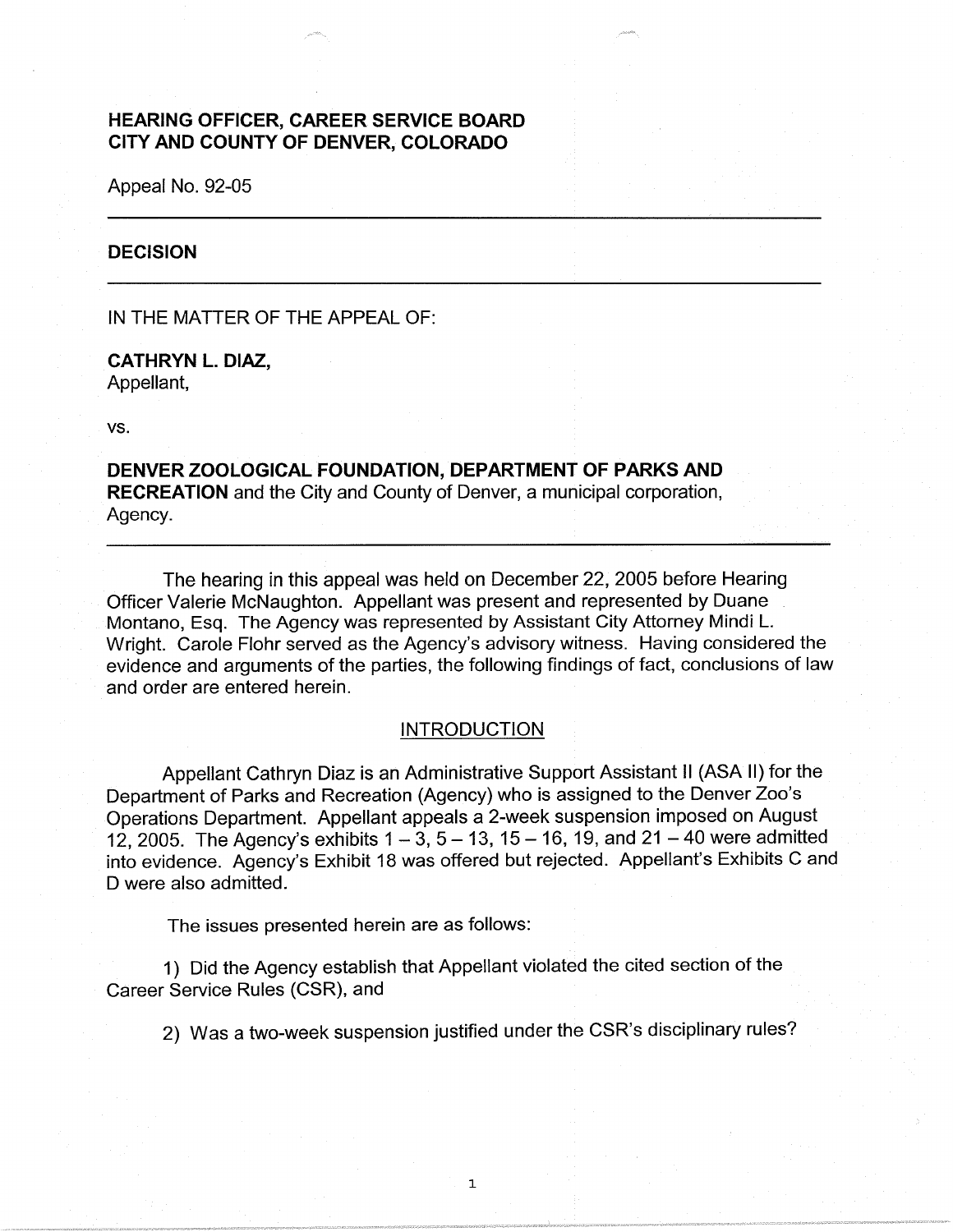**HEARING OFFICER, CAREER SERVICE BOARD**
**CITY AND COUNTY OF DENVER, COLORADO**

Appeal No. 92-05

---

## DECISION

---

IN THE MATTER OF THE APPEAL OF:

**CATHRYN L. DIAZ,**
Appellant,

vs.

**DENVER ZOOLOGICAL FOUNDATION, DEPARTMENT OF PARKS AND RECREATION** and the City and County of Denver, a municipal corporation, Agency.

---

The hearing in this appeal was held on December 22, 2005 before Hearing Officer Valerie McNaughton. Appellant was present and represented by Duane Montano, Esq. The Agency was represented by Assistant City Attorney Mindi L. Wright. Carole Flohr served as the Agency's advisory witness. Having considered the evidence and arguments of the parties, the following findings of fact, conclusions of law and order are entered herein.

### INTRODUCTION

Appellant Cathryn Diaz is an Administrative Support Assistant II (ASA II) for the Department of Parks and Recreation (Agency) who is assigned to the Denver Zoo's Operations Department. Appellant appeals a 2-week suspension imposed on August 12, 2005. The Agency's exhibits 1 – 3, 5 – 13, 15 – 16, 19, and 21 – 40 were admitted into evidence. Agency's Exhibit 18 was offered but rejected. Appellant's Exhibits C and D were also admitted.

The issues presented herein are as follows:

1) Did the Agency establish that Appellant violated the cited section of the Career Service Rules (CSR), and

2) Was a two-week suspension justified under the CSR's disciplinary rules?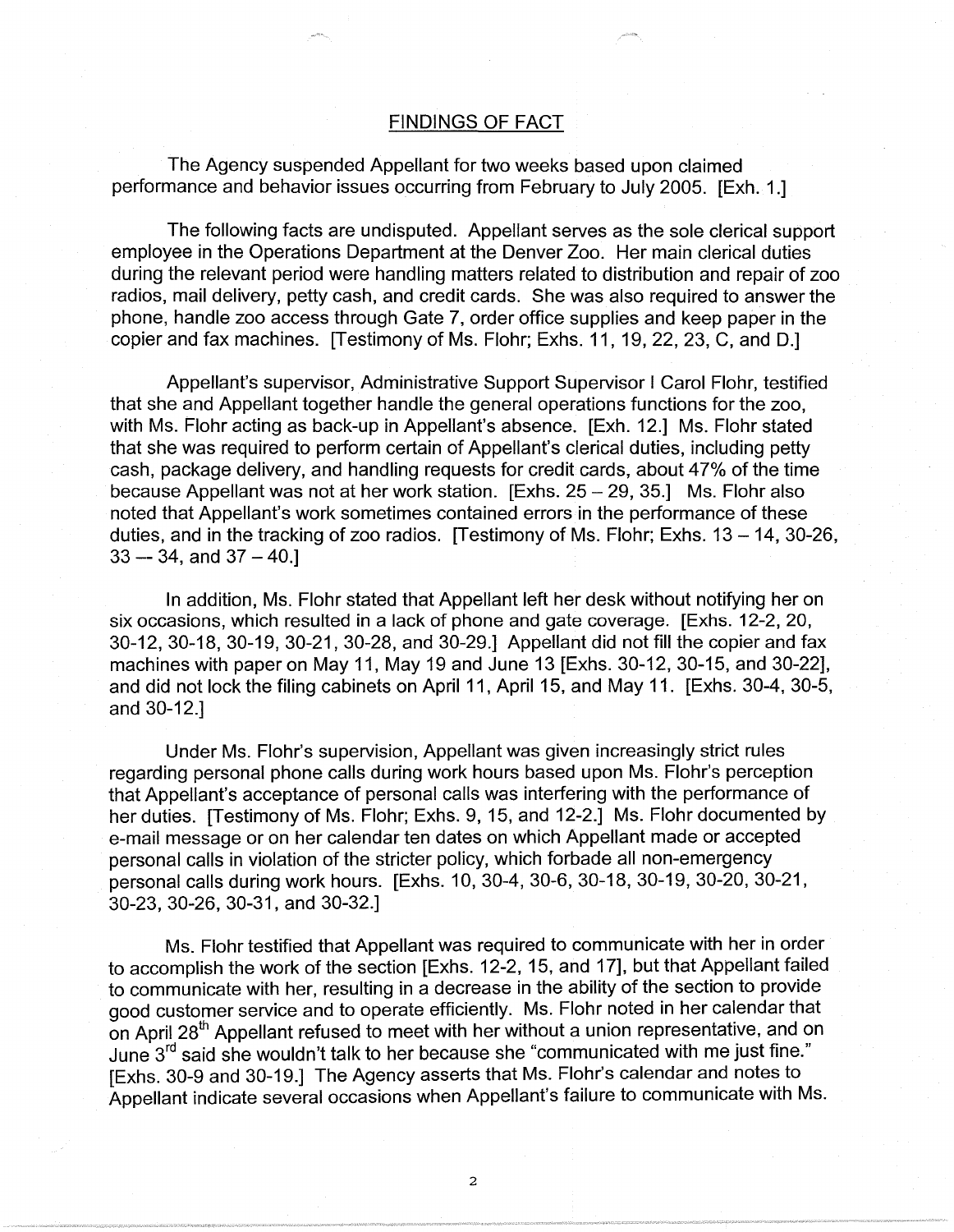## FINDINGS OF FACT

The Agency suspended Appellant for two weeks based upon claimed performance and behavior issues occurring from February to July 2005. [Exh. 1.]

The following facts are undisputed. Appellant serves as the sole clerical support employee in the Operations Department at the Denver Zoo. Her main clerical duties during the relevant period were handling matters related to distribution and repair of zoo radios, mail delivery, petty cash, and credit cards. She was also required to answer the phone, handle zoo access through Gate 7, order office supplies and keep paper in the copier and fax machines. [Testimony of Ms. Flohr; Exhs. 11, 19, 22, 23, C, and D.]

Appellant's supervisor, Administrative Support Supervisor I Carol Flohr, testified that she and Appellant together handle the general operations functions for the zoo, with Ms. Flohr acting as back-up in Appellant's absence. [Exh. 12.] Ms. Flohr stated that she was required to perform certain of Appellant's clerical duties, including petty cash, package delivery, and handling requests for credit cards, about 47% of the time because Appellant was not at her work station. [Exhs. 25 – 29, 35.] Ms. Flohr also noted that Appellant's work sometimes contained errors in the performance of these duties, and in the tracking of zoo radios. [Testimony of Ms. Flohr; Exhs. 13 – 14, 30-26, 33 — 34, and 37 – 40.]

In addition, Ms. Flohr stated that Appellant left her desk without notifying her on six occasions, which resulted in a lack of phone and gate coverage. [Exhs. 12-2, 20, 30-12, 30-18, 30-19, 30-21, 30-28, and 30-29.] Appellant did not fill the copier and fax machines with paper on May 11, May 19 and June 13 [Exhs. 30-12, 30-15, and 30-22], and did not lock the filing cabinets on April 11, April 15, and May 11. [Exhs. 30-4, 30-5, and 30-12.]

Under Ms. Flohr's supervision, Appellant was given increasingly strict rules regarding personal phone calls during work hours based upon Ms. Flohr's perception that Appellant's acceptance of personal calls was interfering with the performance of her duties. [Testimony of Ms. Flohr; Exhs. 9, 15, and 12-2.] Ms. Flohr documented by e-mail message or on her calendar ten dates on which Appellant made or accepted personal calls in violation of the stricter policy, which forbade all non-emergency personal calls during work hours. [Exhs. 10, 30-4, 30-6, 30-18, 30-19, 30-20, 30-21, 30-23, 30-26, 30-31, and 30-32.]

Ms. Flohr testified that Appellant was required to communicate with her in order to accomplish the work of the section [Exhs. 12-2, 15, and 17], but that Appellant failed to communicate with her, resulting in a decrease in the ability of the section to provide good customer service and to operate efficiently. Ms. Flohr noted in her calendar that on April 28th Appellant refused to meet with her without a union representative, and on June 3rd said she wouldn't talk to her because she "communicated with me just fine." [Exhs. 30-9 and 30-19.] The Agency asserts that Ms. Flohr's calendar and notes to Appellant indicate several occasions when Appellant's failure to communicate with Ms.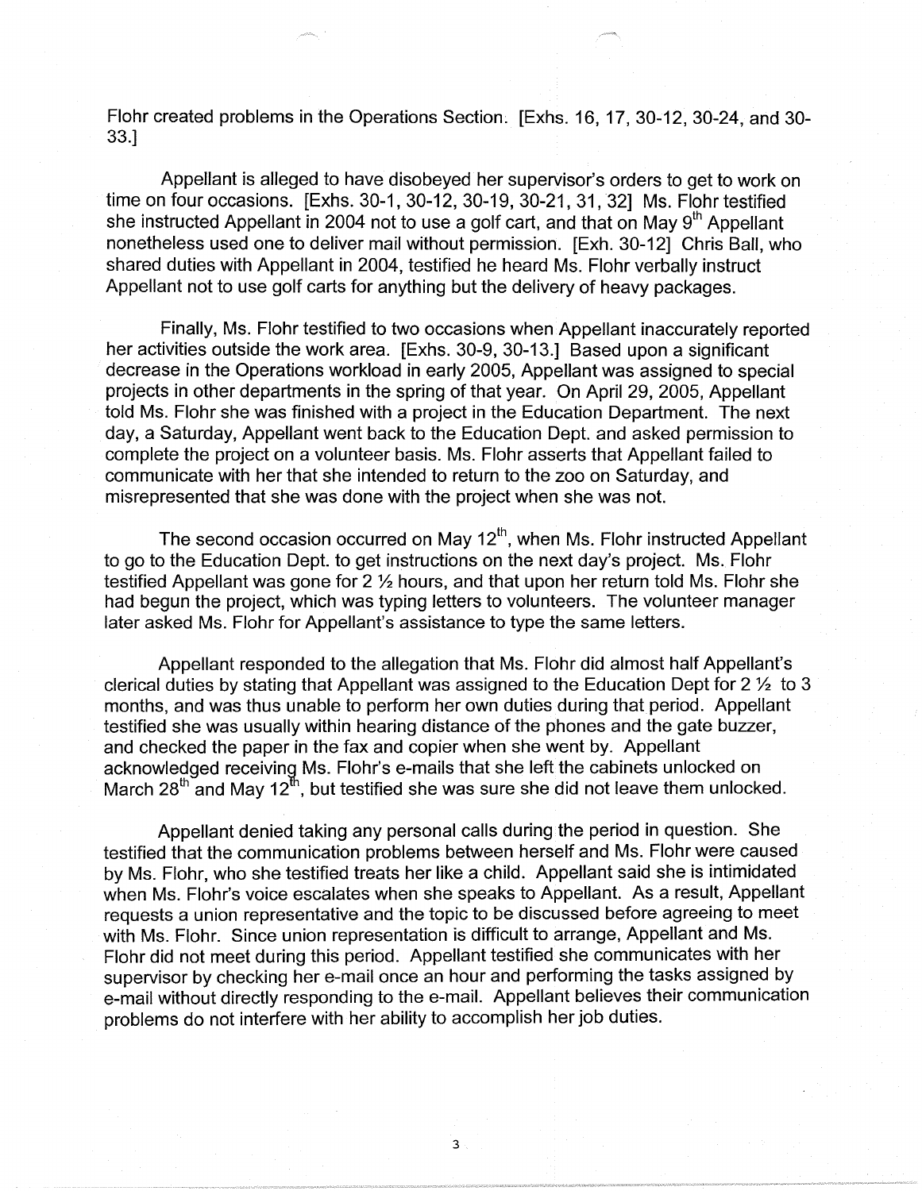Flohr created problems in the Operations Section. [Exhs. 16, 17, 30-12, 30-24, and 30-33.]

Appellant is alleged to have disobeyed her supervisor's orders to get to work on time on four occasions. [Exhs. 30-1, 30-12, 30-19, 30-21, 31, 32] Ms. Flohr testified she instructed Appellant in 2004 not to use a golf cart, and that on May 9th Appellant nonetheless used one to deliver mail without permission. [Exh. 30-12] Chris Ball, who shared duties with Appellant in 2004, testified he heard Ms. Flohr verbally instruct Appellant not to use golf carts for anything but the delivery of heavy packages.

Finally, Ms. Flohr testified to two occasions when Appellant inaccurately reported her activities outside the work area. [Exhs. 30-9, 30-13.] Based upon a significant decrease in the Operations workload in early 2005, Appellant was assigned to special projects in other departments in the spring of that year. On April 29, 2005, Appellant told Ms. Flohr she was finished with a project in the Education Department. The next day, a Saturday, Appellant went back to the Education Dept. and asked permission to complete the project on a volunteer basis. Ms. Flohr asserts that Appellant failed to communicate with her that she intended to return to the zoo on Saturday, and misrepresented that she was done with the project when she was not.

The second occasion occurred on May 12th, when Ms. Flohr instructed Appellant to go to the Education Dept. to get instructions on the next day's project. Ms. Flohr testified Appellant was gone for 2 ½ hours, and that upon her return told Ms. Flohr she had begun the project, which was typing letters to volunteers. The volunteer manager later asked Ms. Flohr for Appellant's assistance to type the same letters.

Appellant responded to the allegation that Ms. Flohr did almost half Appellant's clerical duties by stating that Appellant was assigned to the Education Dept for 2 ½ to 3 months, and was thus unable to perform her own duties during that period. Appellant testified she was usually within hearing distance of the phones and the gate buzzer, and checked the paper in the fax and copier when she went by. Appellant acknowledged receiving Ms. Flohr's e-mails that she left the cabinets unlocked on March 28th and May 12th, but testified she was sure she did not leave them unlocked.

Appellant denied taking any personal calls during the period in question. She testified that the communication problems between herself and Ms. Flohr were caused by Ms. Flohr, who she testified treats her like a child. Appellant said she is intimidated when Ms. Flohr's voice escalates when she speaks to Appellant. As a result, Appellant requests a union representative and the topic to be discussed before agreeing to meet with Ms. Flohr. Since union representation is difficult to arrange, Appellant and Ms. Flohr did not meet during this period. Appellant testified she communicates with her supervisor by checking her e-mail once an hour and performing the tasks assigned by e-mail without directly responding to the e-mail. Appellant believes their communication problems do not interfere with her ability to accomplish her job duties.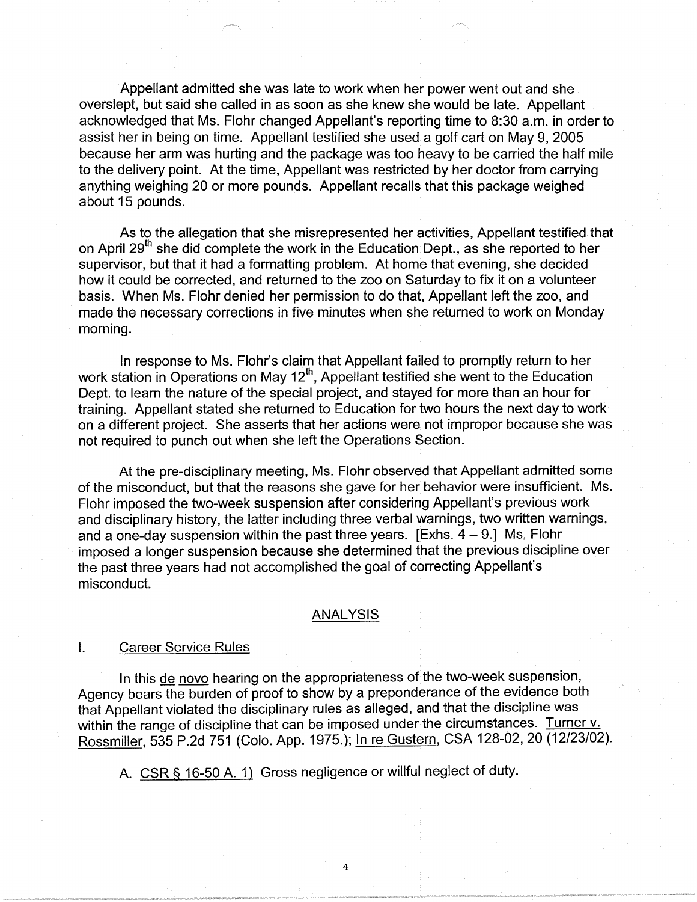Appellant admitted she was late to work when her power went out and she overslept, but said she called in as soon as she knew she would be late. Appellant acknowledged that Ms. Flohr changed Appellant's reporting time to 8:30 a.m. in order to assist her in being on time. Appellant testified she used a golf cart on May 9, 2005 because her arm was hurting and the package was too heavy to be carried the half mile to the delivery point. At the time, Appellant was restricted by her doctor from carrying anything weighing 20 or more pounds. Appellant recalls that this package weighed about 15 pounds.

As to the allegation that she misrepresented her activities, Appellant testified that on April 29th she did complete the work in the Education Dept., as she reported to her supervisor, but that it had a formatting problem. At home that evening, she decided how it could be corrected, and returned to the zoo on Saturday to fix it on a volunteer basis. When Ms. Flohr denied her permission to do that, Appellant left the zoo, and made the necessary corrections in five minutes when she returned to work on Monday morning.

In response to Ms. Flohr's claim that Appellant failed to promptly return to her work station in Operations on May 12th, Appellant testified she went to the Education Dept. to learn the nature of the special project, and stayed for more than an hour for training. Appellant stated she returned to Education for two hours the next day to work on a different project. She asserts that her actions were not improper because she was not required to punch out when she left the Operations Section.

At the pre-disciplinary meeting, Ms. Flohr observed that Appellant admitted some of the misconduct, but that the reasons she gave for her behavior were insufficient. Ms. Flohr imposed the two-week suspension after considering Appellant's previous work and disciplinary history, the latter including three verbal warnings, two written warnings, and a one-day suspension within the past three years. [Exhs. 4 – 9.] Ms. Flohr imposed a longer suspension because she determined that the previous discipline over the past three years had not accomplished the goal of correcting Appellant's misconduct.

## ANALYSIS

### I. Career Service Rules

In this de novo hearing on the appropriateness of the two-week suspension, Agency bears the burden of proof to show by a preponderance of the evidence both that Appellant violated the disciplinary rules as alleged, and that the discipline was within the range of discipline that can be imposed under the circumstances. Turner v. Rossmiller, 535 P.2d 751 (Colo. App. 1975.); In re Gustern, CSA 128-02, 20 (12/23/02).

A. CSR § 16-50 A. 1) Gross negligence or willful neglect of duty.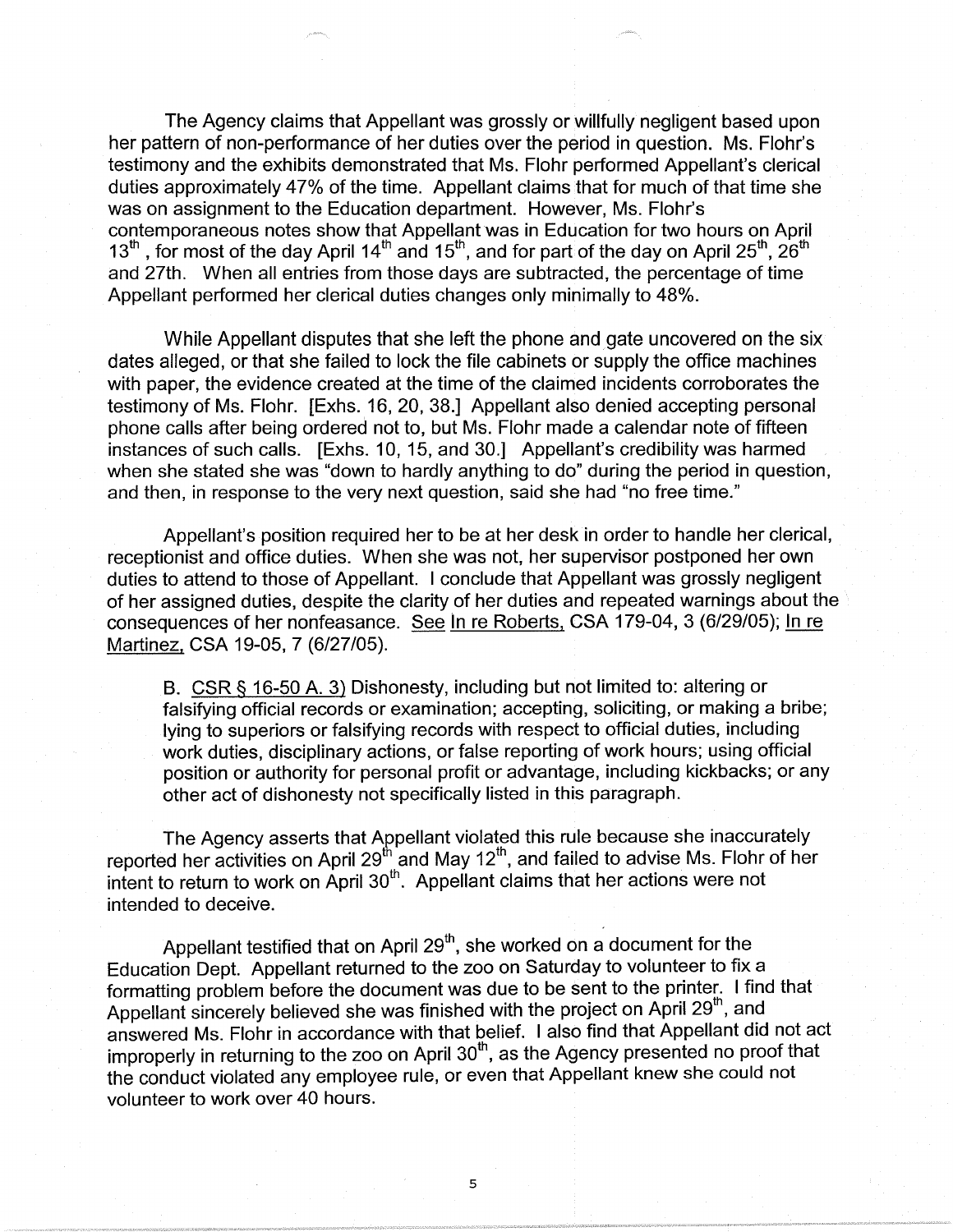The Agency claims that Appellant was grossly or willfully negligent based upon her pattern of non-performance of her duties over the period in question. Ms. Flohr's testimony and the exhibits demonstrated that Ms. Flohr performed Appellant's clerical duties approximately 47% of the time. Appellant claims that for much of that time she was on assignment to the Education department. However, Ms. Flohr's contemporaneous notes show that Appellant was in Education for two hours on April 13th, for most of the day April 14th and 15th, and for part of the day on April 25th, 26th and 27th. When all entries from those days are subtracted, the percentage of time Appellant performed her clerical duties changes only minimally to 48%.

While Appellant disputes that she left the phone and gate uncovered on the six dates alleged, or that she failed to lock the file cabinets or supply the office machines with paper, the evidence created at the time of the claimed incidents corroborates the testimony of Ms. Flohr. [Exhs. 16, 20, 38.] Appellant also denied accepting personal phone calls after being ordered not to, but Ms. Flohr made a calendar note of fifteen instances of such calls. [Exhs. 10, 15, and 30.] Appellant's credibility was harmed when she stated she was "down to hardly anything to do" during the period in question, and then, in response to the very next question, said she had "no free time."

Appellant's position required her to be at her desk in order to handle her clerical, receptionist and office duties. When she was not, her supervisor postponed her own duties to attend to those of Appellant. I conclude that Appellant was grossly negligent of her assigned duties, despite the clarity of her duties and repeated warnings about the consequences of her nonfeasance. See In re Roberts, CSA 179-04, 3 (6/29/05); In re Martinez, CSA 19-05, 7 (6/27/05).

B. CSR § 16-50 A. 3) Dishonesty, including but not limited to: altering or falsifying official records or examination; accepting, soliciting, or making a bribe; lying to superiors or falsifying records with respect to official duties, including work duties, disciplinary actions, or false reporting of work hours; using official position or authority for personal profit or advantage, including kickbacks; or any other act of dishonesty not specifically listed in this paragraph.

The Agency asserts that Appellant violated this rule because she inaccurately reported her activities on April 29th and May 12th, and failed to advise Ms. Flohr of her intent to return to work on April 30th. Appellant claims that her actions were not intended to deceive.

Appellant testified that on April 29th, she worked on a document for the Education Dept. Appellant returned to the zoo on Saturday to volunteer to fix a formatting problem before the document was due to be sent to the printer. I find that Appellant sincerely believed she was finished with the project on April 29th, and answered Ms. Flohr in accordance with that belief. I also find that Appellant did not act improperly in returning to the zoo on April 30th, as the Agency presented no proof that the conduct violated any employee rule, or even that Appellant knew she could not volunteer to work over 40 hours.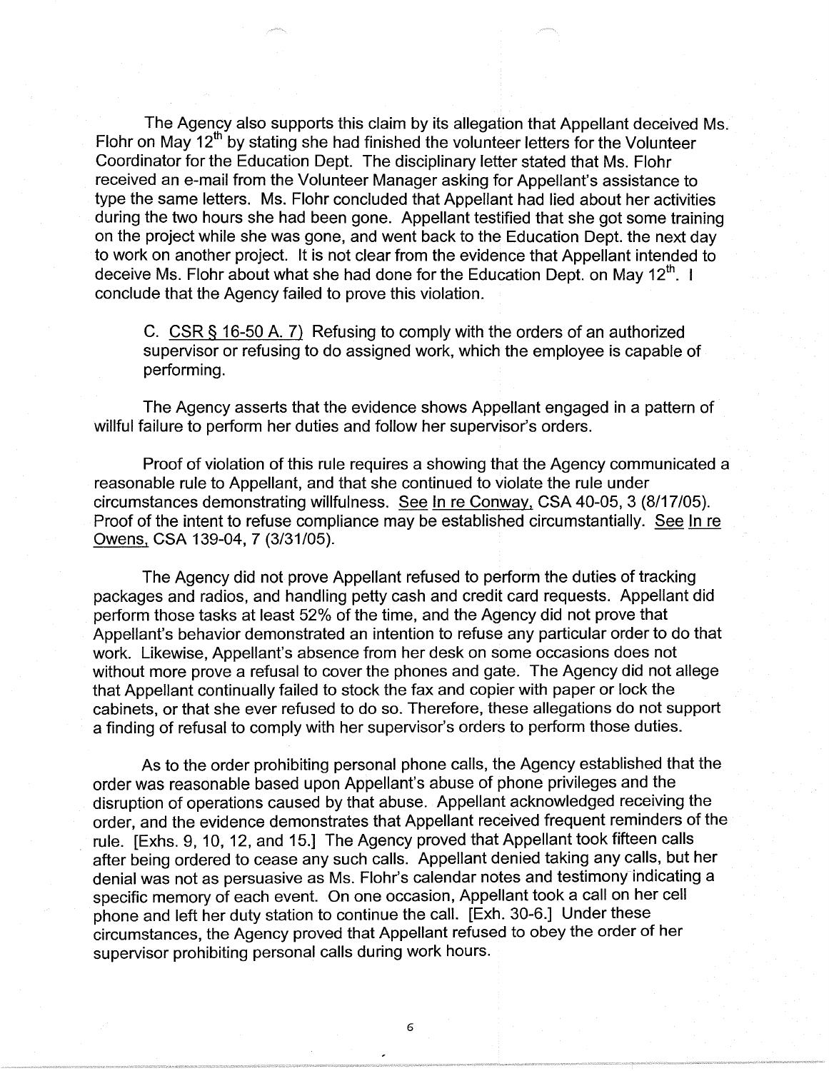The Agency also supports this claim by its allegation that Appellant deceived Ms. Flohr on May 12th by stating she had finished the volunteer letters for the Volunteer Coordinator for the Education Dept. The disciplinary letter stated that Ms. Flohr received an e-mail from the Volunteer Manager asking for Appellant's assistance to type the same letters. Ms. Flohr concluded that Appellant had lied about her activities during the two hours she had been gone. Appellant testified that she got some training on the project while she was gone, and went back to the Education Dept. the next day to work on another project. It is not clear from the evidence that Appellant intended to deceive Ms. Flohr about what she had done for the Education Dept. on May 12th. I conclude that the Agency failed to prove this violation.

C. CSR § 16-50 A. 7) Refusing to comply with the orders of an authorized supervisor or refusing to do assigned work, which the employee is capable of performing.

The Agency asserts that the evidence shows Appellant engaged in a pattern of willful failure to perform her duties and follow her supervisor's orders.

Proof of violation of this rule requires a showing that the Agency communicated a reasonable rule to Appellant, and that she continued to violate the rule under circumstances demonstrating willfulness. See In re Conway, CSA 40-05, 3 (8/17/05). Proof of the intent to refuse compliance may be established circumstantially. See In re Owens, CSA 139-04, 7 (3/31/05).

The Agency did not prove Appellant refused to perform the duties of tracking packages and radios, and handling petty cash and credit card requests. Appellant did perform those tasks at least 52% of the time, and the Agency did not prove that Appellant's behavior demonstrated an intention to refuse any particular order to do that work. Likewise, Appellant's absence from her desk on some occasions does not without more prove a refusal to cover the phones and gate. The Agency did not allege that Appellant continually failed to stock the fax and copier with paper or lock the cabinets, or that she ever refused to do so. Therefore, these allegations do not support a finding of refusal to comply with her supervisor's orders to perform those duties.

As to the order prohibiting personal phone calls, the Agency established that the order was reasonable based upon Appellant's abuse of phone privileges and the disruption of operations caused by that abuse. Appellant acknowledged receiving the order, and the evidence demonstrates that Appellant received frequent reminders of the rule. [Exhs. 9, 10, 12, and 15.] The Agency proved that Appellant took fifteen calls after being ordered to cease any such calls. Appellant denied taking any calls, but her denial was not as persuasive as Ms. Flohr's calendar notes and testimony indicating a specific memory of each event. On one occasion, Appellant took a call on her cell phone and left her duty station to continue the call. [Exh. 30-6.] Under these circumstances, the Agency proved that Appellant refused to obey the order of her supervisor prohibiting personal calls during work hours.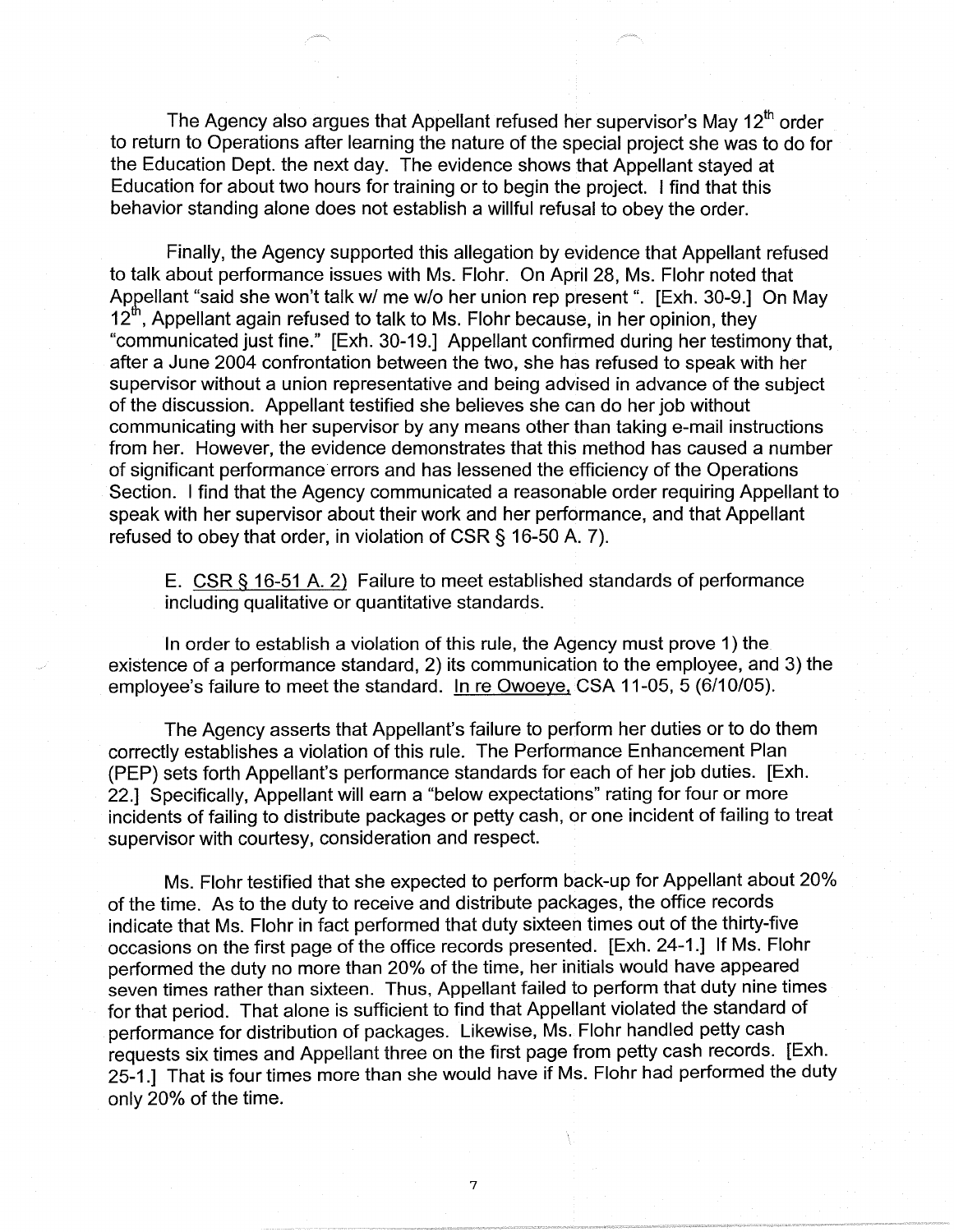The Agency also argues that Appellant refused her supervisor's May 12th order to return to Operations after learning the nature of the special project she was to do for the Education Dept. the next day. The evidence shows that Appellant stayed at Education for about two hours for training or to begin the project. I find that this behavior standing alone does not establish a willful refusal to obey the order.

Finally, the Agency supported this allegation by evidence that Appellant refused to talk about performance issues with Ms. Flohr. On April 28, Ms. Flohr noted that Appellant "said she won't talk w/ me w/o her union rep present ". [Exh. 30-9.] On May 12th, Appellant again refused to talk to Ms. Flohr because, in her opinion, they "communicated just fine." [Exh. 30-19.] Appellant confirmed during her testimony that, after a June 2004 confrontation between the two, she has refused to speak with her supervisor without a union representative and being advised in advance of the subject of the discussion. Appellant testified she believes she can do her job without communicating with her supervisor by any means other than taking e-mail instructions from her. However, the evidence demonstrates that this method has caused a number of significant performance errors and has lessened the efficiency of the Operations Section. I find that the Agency communicated a reasonable order requiring Appellant to speak with her supervisor about their work and her performance, and that Appellant refused to obey that order, in violation of CSR § 16-50 A. 7).

E. CSR § 16-51 A. 2) Failure to meet established standards of performance including qualitative or quantitative standards.

In order to establish a violation of this rule, the Agency must prove 1) the existence of a performance standard, 2) its communication to the employee, and 3) the employee's failure to meet the standard. In re Owoeye, CSA 11-05, 5 (6/10/05).

The Agency asserts that Appellant's failure to perform her duties or to do them correctly establishes a violation of this rule. The Performance Enhancement Plan (PEP) sets forth Appellant's performance standards for each of her job duties. [Exh. 22.] Specifically, Appellant will earn a "below expectations" rating for four or more incidents of failing to distribute packages or petty cash, or one incident of failing to treat supervisor with courtesy, consideration and respect.

Ms. Flohr testified that she expected to perform back-up for Appellant about 20% of the time. As to the duty to receive and distribute packages, the office records indicate that Ms. Flohr in fact performed that duty sixteen times out of the thirty-five occasions on the first page of the office records presented. [Exh. 24-1.] If Ms. Flohr performed the duty no more than 20% of the time, her initials would have appeared seven times rather than sixteen. Thus, Appellant failed to perform that duty nine times for that period. That alone is sufficient to find that Appellant violated the standard of performance for distribution of packages. Likewise, Ms. Flohr handled petty cash requests six times and Appellant three on the first page from petty cash records. [Exh. 25-1.] That is four times more than she would have if Ms. Flohr had performed the duty only 20% of the time.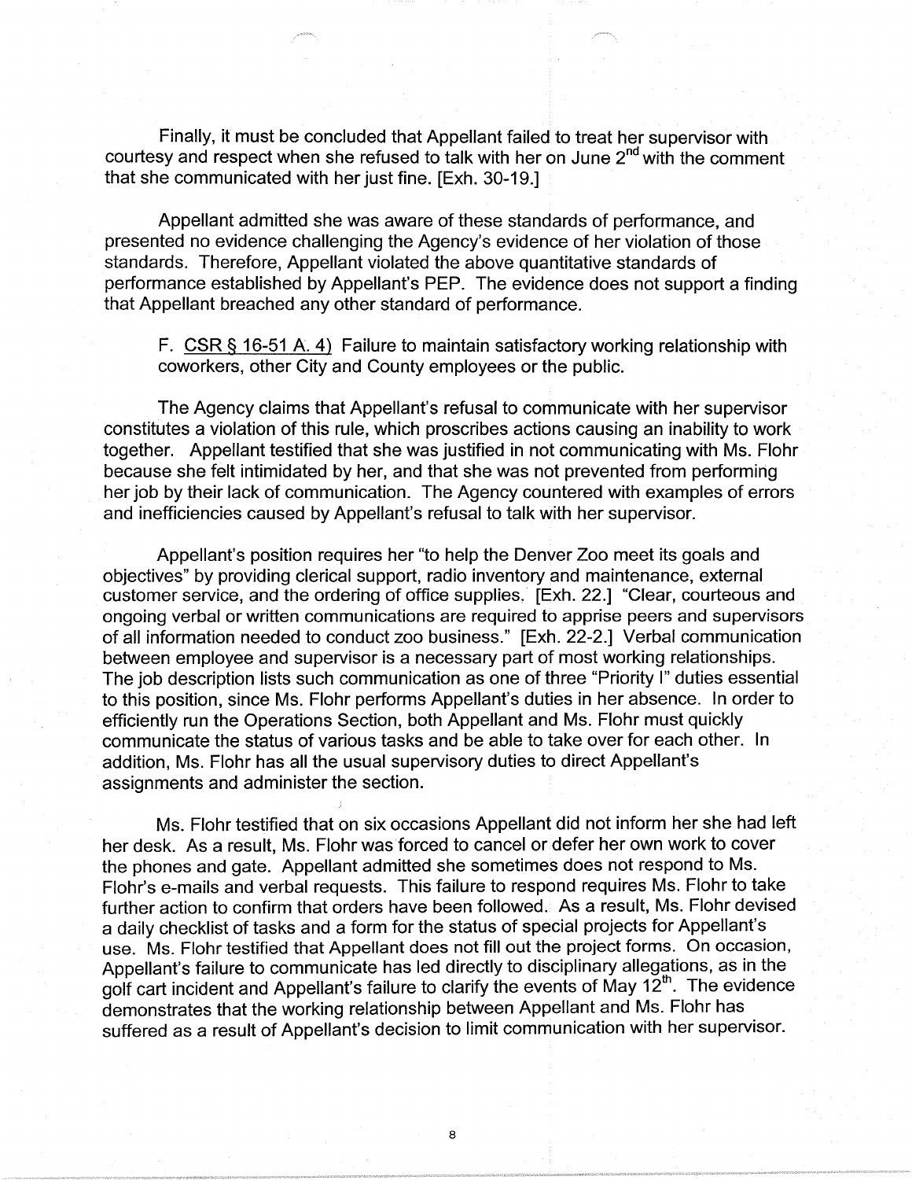Finally, it must be concluded that Appellant failed to treat her supervisor with courtesy and respect when she refused to talk with her on June 2nd with the comment that she communicated with her just fine. [Exh. 30-19.]

Appellant admitted she was aware of these standards of performance, and presented no evidence challenging the Agency's evidence of her violation of those standards. Therefore, Appellant violated the above quantitative standards of performance established by Appellant's PEP. The evidence does not support a finding that Appellant breached any other standard of performance.

F. CSR § 16-51 A. 4) Failure to maintain satisfactory working relationship with coworkers, other City and County employees or the public.

The Agency claims that Appellant's refusal to communicate with her supervisor constitutes a violation of this rule, which proscribes actions causing an inability to work together. Appellant testified that she was justified in not communicating with Ms. Flohr because she felt intimidated by her, and that she was not prevented from performing her job by their lack of communication. The Agency countered with examples of errors and inefficiencies caused by Appellant's refusal to talk with her supervisor.

Appellant's position requires her "to help the Denver Zoo meet its goals and objectives" by providing clerical support, radio inventory and maintenance, external customer service, and the ordering of office supplies. [Exh. 22.] "Clear, courteous and ongoing verbal or written communications are required to apprise peers and supervisors of all information needed to conduct zoo business." [Exh. 22-2.] Verbal communication between employee and supervisor is a necessary part of most working relationships. The job description lists such communication as one of three "Priority I" duties essential to this position, since Ms. Flohr performs Appellant's duties in her absence. In order to efficiently run the Operations Section, both Appellant and Ms. Flohr must quickly communicate the status of various tasks and be able to take over for each other. In addition, Ms. Flohr has all the usual supervisory duties to direct Appellant's assignments and administer the section.

Ms. Flohr testified that on six occasions Appellant did not inform her she had left her desk. As a result, Ms. Flohr was forced to cancel or defer her own work to cover the phones and gate. Appellant admitted she sometimes does not respond to Ms. Flohr's e-mails and verbal requests. This failure to respond requires Ms. Flohr to take further action to confirm that orders have been followed. As a result, Ms. Flohr devised a daily checklist of tasks and a form for the status of special projects for Appellant's use. Ms. Flohr testified that Appellant does not fill out the project forms. On occasion, Appellant's failure to communicate has led directly to disciplinary allegations, as in the golf cart incident and Appellant's failure to clarify the events of May 12th. The evidence demonstrates that the working relationship between Appellant and Ms. Flohr has suffered as a result of Appellant's decision to limit communication with her supervisor.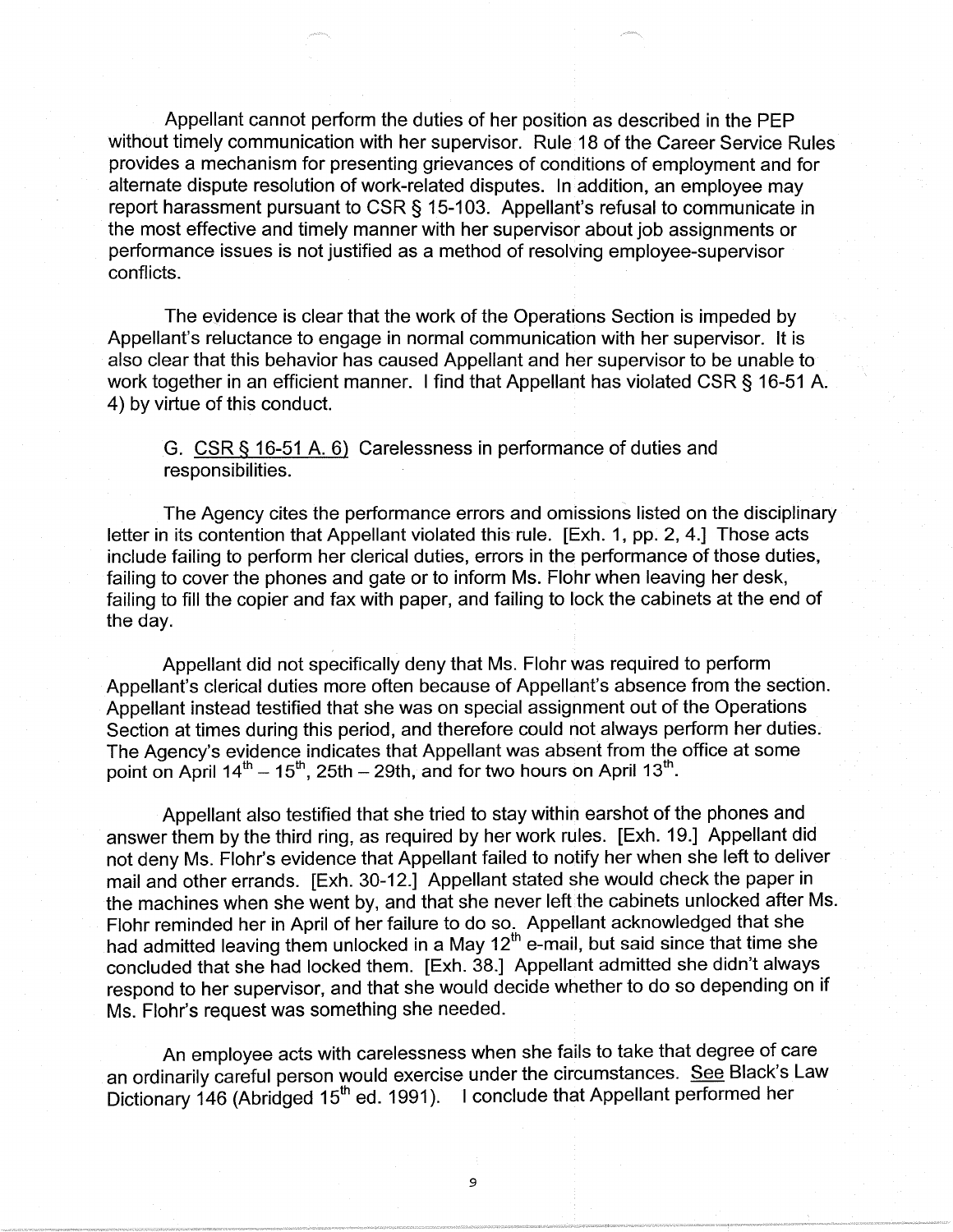Appellant cannot perform the duties of her position as described in the PEP without timely communication with her supervisor. Rule 18 of the Career Service Rules provides a mechanism for presenting grievances of conditions of employment and for alternate dispute resolution of work-related disputes. In addition, an employee may report harassment pursuant to CSR § 15-103. Appellant's refusal to communicate in the most effective and timely manner with her supervisor about job assignments or performance issues is not justified as a method of resolving employee-supervisor conflicts.

The evidence is clear that the work of the Operations Section is impeded by Appellant's reluctance to engage in normal communication with her supervisor. It is also clear that this behavior has caused Appellant and her supervisor to be unable to work together in an efficient manner. I find that Appellant has violated CSR § 16-51 A. 4) by virtue of this conduct.

G. <u>CSR § 16-51 A. 6)</u> Carelessness in performance of duties and responsibilities.

The Agency cites the performance errors and omissions listed on the disciplinary letter in its contention that Appellant violated this rule. [Exh. 1, pp. 2, 4.] Those acts include failing to perform her clerical duties, errors in the performance of those duties, failing to cover the phones and gate or to inform Ms. Flohr when leaving her desk, failing to fill the copier and fax with paper, and failing to lock the cabinets at the end of the day.

Appellant did not specifically deny that Ms. Flohr was required to perform Appellant's clerical duties more often because of Appellant's absence from the section. Appellant instead testified that she was on special assignment out of the Operations Section at times during this period, and therefore could not always perform her duties. The Agency's evidence indicates that Appellant was absent from the office at some point on April 14th – 15th, 25th – 29th, and for two hours on April 13th.

Appellant also testified that she tried to stay within earshot of the phones and answer them by the third ring, as required by her work rules. [Exh. 19.] Appellant did not deny Ms. Flohr's evidence that Appellant failed to notify her when she left to deliver mail and other errands. [Exh. 30-12.] Appellant stated she would check the paper in the machines when she went by, and that she never left the cabinets unlocked after Ms. Flohr reminded her in April of her failure to do so. Appellant acknowledged that she had admitted leaving them unlocked in a May 12th e-mail, but said since that time she concluded that she had locked them. [Exh. 38.] Appellant admitted she didn't always respond to her supervisor, and that she would decide whether to do so depending on if Ms. Flohr's request was something she needed.

An employee acts with carelessness when she fails to take that degree of care an ordinarily careful person would exercise under the circumstances. <u>See</u> Black's Law Dictionary 146 (Abridged 15th ed. 1991). I conclude that Appellant performed her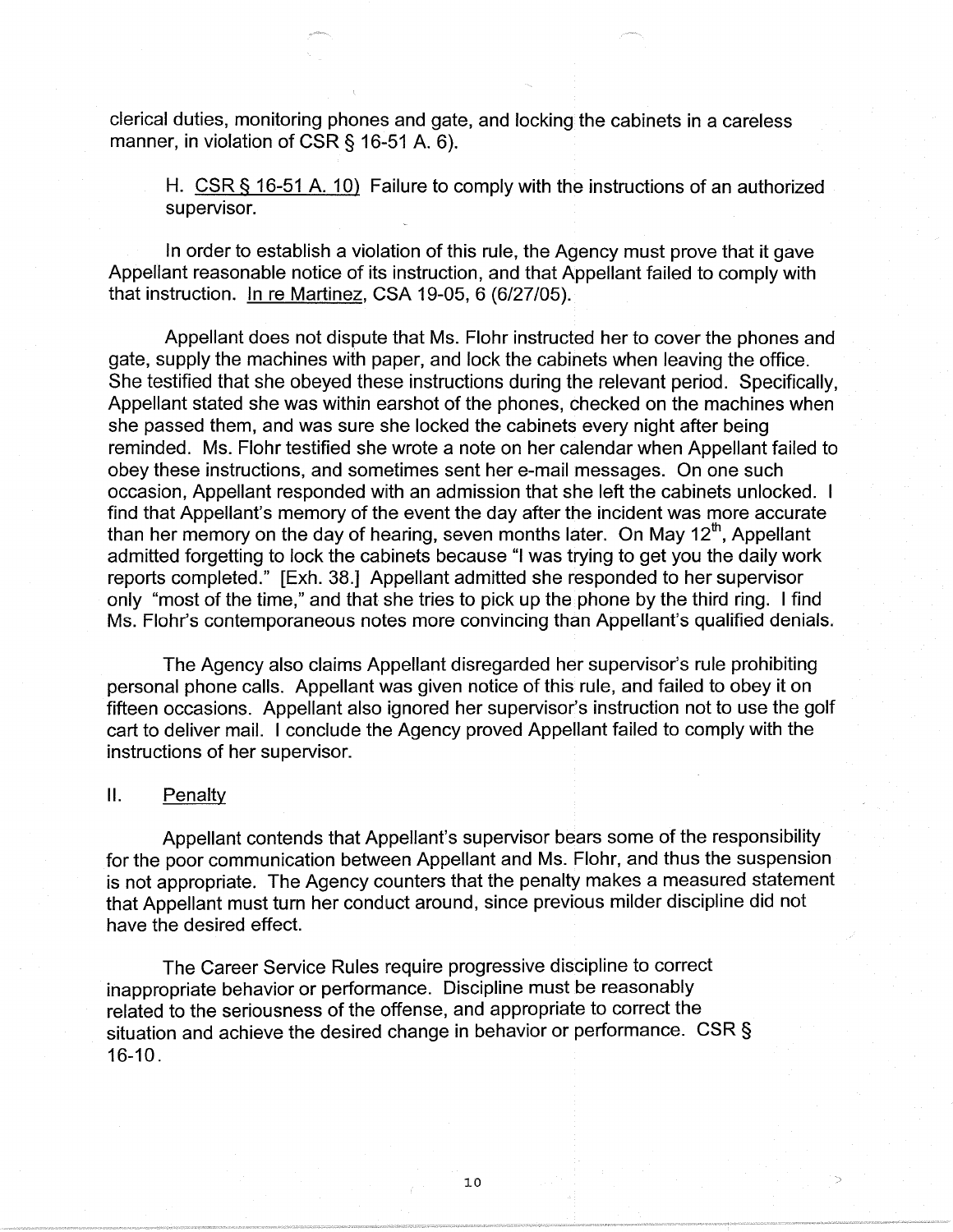clerical duties, monitoring phones and gate, and locking the cabinets in a careless manner, in violation of CSR § 16-51 A. 6).

H. <u>CSR § 16-51 A. 10)</u> Failure to comply with the instructions of an authorized supervisor.

In order to establish a violation of this rule, the Agency must prove that it gave Appellant reasonable notice of its instruction, and that Appellant failed to comply with that instruction. <u>In re Martinez</u>, CSA 19-05, 6 (6/27/05).

Appellant does not dispute that Ms. Flohr instructed her to cover the phones and gate, supply the machines with paper, and lock the cabinets when leaving the office. She testified that she obeyed these instructions during the relevant period. Specifically, Appellant stated she was within earshot of the phones, checked on the machines when she passed them, and was sure she locked the cabinets every night after being reminded. Ms. Flohr testified she wrote a note on her calendar when Appellant failed to obey these instructions, and sometimes sent her e-mail messages. On one such occasion, Appellant responded with an admission that she left the cabinets unlocked. I find that Appellant's memory of the event the day after the incident was more accurate than her memory on the day of hearing, seven months later. On May 12th, Appellant admitted forgetting to lock the cabinets because "I was trying to get you the daily work reports completed." [Exh. 38.] Appellant admitted she responded to her supervisor only "most of the time," and that she tries to pick up the phone by the third ring. I find Ms. Flohr's contemporaneous notes more convincing than Appellant's qualified denials.

The Agency also claims Appellant disregarded her supervisor's rule prohibiting personal phone calls. Appellant was given notice of this rule, and failed to obey it on fifteen occasions. Appellant also ignored her supervisor's instruction not to use the golf cart to deliver mail. I conclude the Agency proved Appellant failed to comply with the instructions of her supervisor.

## II. <u>Penalty</u>

Appellant contends that Appellant's supervisor bears some of the responsibility for the poor communication between Appellant and Ms. Flohr, and thus the suspension is not appropriate. The Agency counters that the penalty makes a measured statement that Appellant must turn her conduct around, since previous milder discipline did not have the desired effect.

The Career Service Rules require progressive discipline to correct inappropriate behavior or performance. Discipline must be reasonably related to the seriousness of the offense, and appropriate to correct the situation and achieve the desired change in behavior or performance. CSR § 16-10.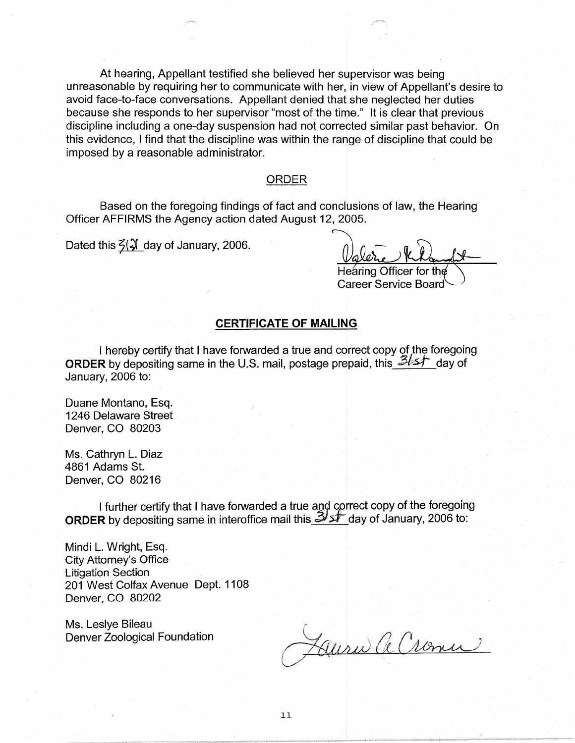At hearing, Appellant testified she believed her supervisor was being unreasonable by requiring her to communicate with her, in view of Appellant's desire to avoid face-to-face conversations. Appellant denied that she neglected her duties because she responds to her supervisor "most of the time." It is clear that previous discipline including a one-day suspension had not corrected similar past behavior. On this evidence, I find that the discipline was within the range of discipline that could be imposed by a reasonable administrator.

## ORDER

Based on the foregoing findings of fact and conclusions of law, the Hearing Officer AFFIRMS the Agency action dated August 12, 2005.

Dated this 31st day of January, 2006.

Hearing Officer for the Career Service Board

## CERTIFICATE OF MAILING

I hereby certify that I have forwarded a true and correct copy of the foregoing **ORDER** by depositing same in the U.S. mail, postage prepaid, this 31st day of January, 2006 to:

Duane Montano, Esq.
1246 Delaware Street
Denver, CO 80203

Ms. Cathryn L. Diaz
4861 Adams St.
Denver, CO 80216

I further certify that I have forwarded a true and correct copy of the foregoing **ORDER** by depositing same in interoffice mail this 31st day of January, 2006 to:

Mindi L. Wright, Esq.
City Attorney's Office
Litigation Section
201 West Colfax Avenue Dept. 1108
Denver, CO 80202

Ms. Leslye Bileau
Denver Zoological Foundation